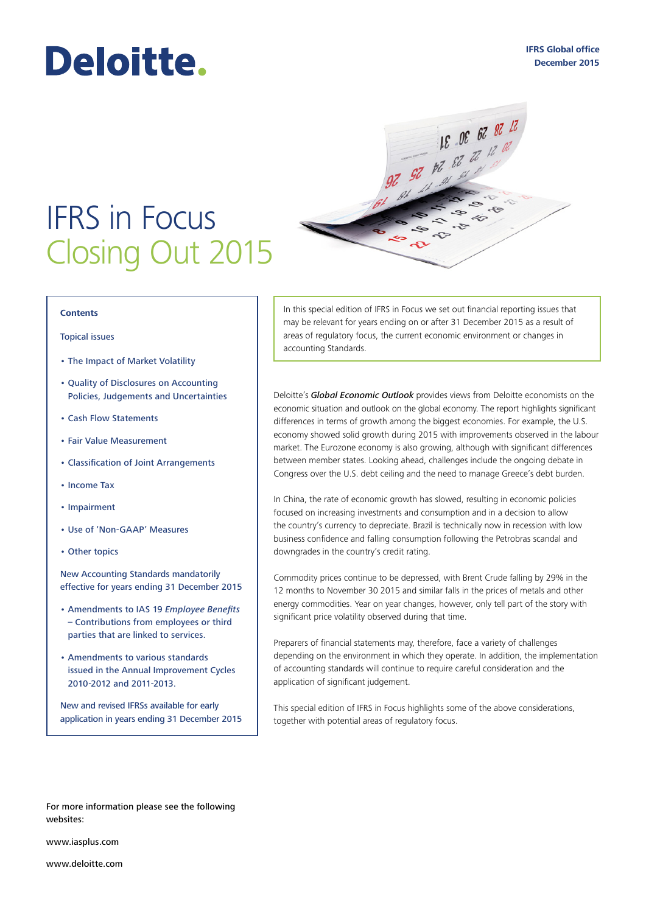Deloitte.

IFRS Global office
December 2015

# IFRS in Focus
## Closing Out 2015

**Contents**

Topical issues

- The Impact of Market Volatility
- Quality of Disclosures on Accounting Policies, Judgements and Uncertainties
- Cash Flow Statements
- Fair Value Measurement
- Classification of Joint Arrangements
- Income Tax
- Impairment
- Use of 'Non-GAAP' Measures
- Other topics

New Accounting Standards mandatorily effective for years ending 31 December 2015

- Amendments to IAS 19 *Employee Benefits* – Contributions from employees or third parties that are linked to services.
- Amendments to various standards issued in the Annual Improvement Cycles 2010-2012 and 2011-2013.

New and revised IFRSs available for early application in years ending 31 December 2015

In this special edition of IFRS in Focus we set out financial reporting issues that may be relevant for years ending on or after 31 December 2015 as a result of areas of regulatory focus, the current economic environment or changes in accounting Standards.

Deloitte's ***Global Economic Outlook*** provides views from Deloitte economists on the economic situation and outlook on the global economy. The report highlights significant differences in terms of growth among the biggest economies. For example, the U.S. economy showed solid growth during 2015 with improvements observed in the labour market. The Eurozone economy is also growing, although with significant differences between member states. Looking ahead, challenges include the ongoing debate in Congress over the U.S. debt ceiling and the need to manage Greece's debt burden.

In China, the rate of economic growth has slowed, resulting in economic policies focused on increasing investments and consumption and in a decision to allow the country's currency to depreciate. Brazil is technically now in recession with low business confidence and falling consumption following the Petrobras scandal and downgrades in the country's credit rating.

Commodity prices continue to be depressed, with Brent Crude falling by 29% in the 12 months to November 30 2015 and similar falls in the prices of metals and other energy commodities. Year on year changes, however, only tell part of the story with significant price volatility observed during that time.

Preparers of financial statements may, therefore, face a variety of challenges depending on the environment in which they operate. In addition, the implementation of accounting standards will continue to require careful consideration and the application of significant judgement.

This special edition of IFRS in Focus highlights some of the above considerations, together with potential areas of regulatory focus.

For more information please see the following websites:

www.iasplus.com

www.deloitte.com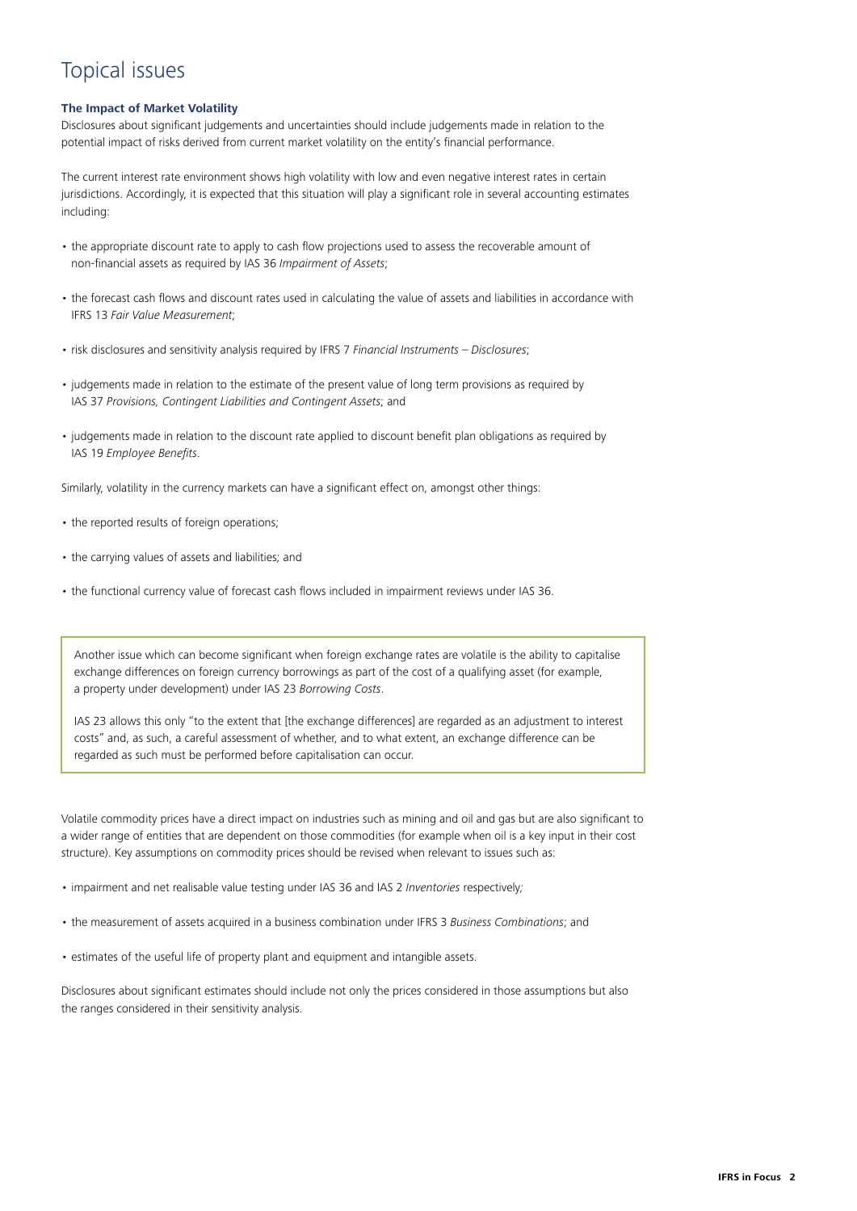# Topical issues

**The Impact of Market Volatility**

Disclosures about significant judgements and uncertainties should include judgements made in relation to the potential impact of risks derived from current market volatility on the entity's financial performance.

The current interest rate environment shows high volatility with low and even negative interest rates in certain jurisdictions. Accordingly, it is expected that this situation will play a significant role in several accounting estimates including:

- the appropriate discount rate to apply to cash flow projections used to assess the recoverable amount of non-financial assets as required by IAS 36 *Impairment of Assets*;
- the forecast cash flows and discount rates used in calculating the value of assets and liabilities in accordance with IFRS 13 *Fair Value Measurement*;
- risk disclosures and sensitivity analysis required by IFRS 7 *Financial Instruments – Disclosures*;
- judgements made in relation to the estimate of the present value of long term provisions as required by IAS 37 *Provisions, Contingent Liabilities and Contingent Assets*; and
- judgements made in relation to the discount rate applied to discount benefit plan obligations as required by IAS 19 *Employee Benefits*.

Similarly, volatility in the currency markets can have a significant effect on, amongst other things:

- the reported results of foreign operations;
- the carrying values of assets and liabilities; and
- the functional currency value of forecast cash flows included in impairment reviews under IAS 36.

Another issue which can become significant when foreign exchange rates are volatile is the ability to capitalise exchange differences on foreign currency borrowings as part of the cost of a qualifying asset (for example, a property under development) under IAS 23 *Borrowing Costs*.

IAS 23 allows this only "to the extent that [the exchange differences] are regarded as an adjustment to interest costs" and, as such, a careful assessment of whether, and to what extent, an exchange difference can be regarded as such must be performed before capitalisation can occur.

Volatile commodity prices have a direct impact on industries such as mining and oil and gas but are also significant to a wider range of entities that are dependent on those commodities (for example when oil is a key input in their cost structure). Key assumptions on commodity prices should be revised when relevant to issues such as:

- impairment and net realisable value testing under IAS 36 and IAS 2 *Inventories* respectively;
- the measurement of assets acquired in a business combination under IFRS 3 *Business Combinations*; and
- estimates of the useful life of property plant and equipment and intangible assets.

Disclosures about significant estimates should include not only the prices considered in those assumptions but also the ranges considered in their sensitivity analysis.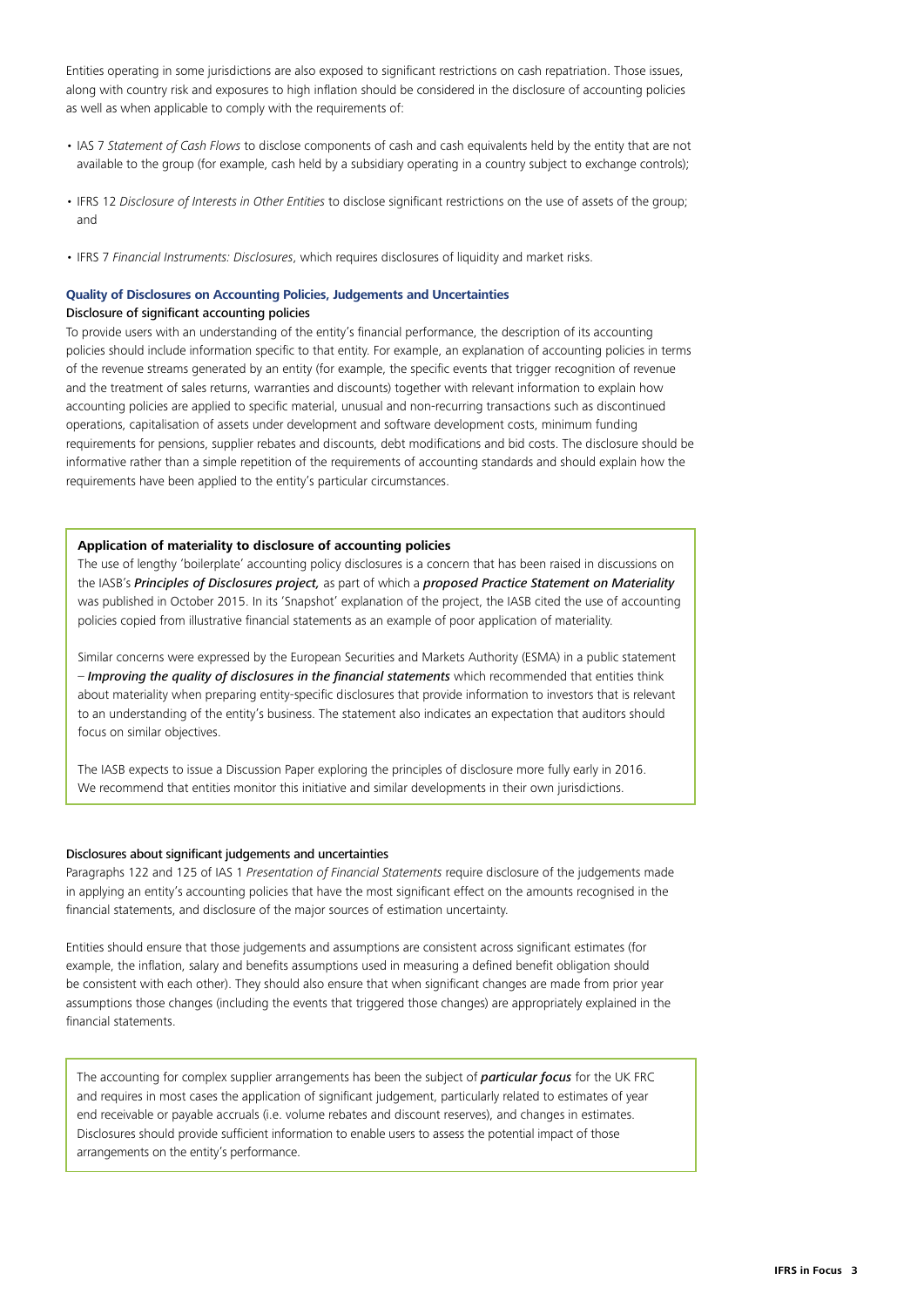Entities operating in some jurisdictions are also exposed to significant restrictions on cash repatriation. Those issues, along with country risk and exposures to high inflation should be considered in the disclosure of accounting policies as well as when applicable to comply with the requirements of:

- IAS 7 *Statement of Cash Flows* to disclose components of cash and cash equivalents held by the entity that are not available to the group (for example, cash held by a subsidiary operating in a country subject to exchange controls);
- IFRS 12 *Disclosure of Interests in Other Entities* to disclose significant restrictions on the use of assets of the group; and
- IFRS 7 *Financial Instruments: Disclosures*, which requires disclosures of liquidity and market risks.

## Quality of Disclosures on Accounting Policies, Judgements and Uncertainties

### Disclosure of significant accounting policies

To provide users with an understanding of the entity's financial performance, the description of its accounting policies should include information specific to that entity. For example, an explanation of accounting policies in terms of the revenue streams generated by an entity (for example, the specific events that trigger recognition of revenue and the treatment of sales returns, warranties and discounts) together with relevant information to explain how accounting policies are applied to specific material, unusual and non-recurring transactions such as discontinued operations, capitalisation of assets under development and software development costs, minimum funding requirements for pensions, supplier rebates and discounts, debt modifications and bid costs. The disclosure should be informative rather than a simple repetition of the requirements of accounting standards and should explain how the requirements have been applied to the entity's particular circumstances.

**Application of materiality to disclosure of accounting policies**

The use of lengthy 'boilerplate' accounting policy disclosures is a concern that has been raised in discussions on the IASB's ***Principles of Disclosures project,*** as part of which a ***proposed Practice Statement on Materiality*** was published in October 2015. In its 'Snapshot' explanation of the project, the IASB cited the use of accounting policies copied from illustrative financial statements as an example of poor application of materiality.

Similar concerns were expressed by the European Securities and Markets Authority (ESMA) in a public statement – ***Improving the quality of disclosures in the financial statements*** which recommended that entities think about materiality when preparing entity-specific disclosures that provide information to investors that is relevant to an understanding of the entity's business. The statement also indicates an expectation that auditors should focus on similar objectives.

The IASB expects to issue a Discussion Paper exploring the principles of disclosure more fully early in 2016. We recommend that entities monitor this initiative and similar developments in their own jurisdictions.

### Disclosures about significant judgements and uncertainties

Paragraphs 122 and 125 of IAS 1 *Presentation of Financial Statements* require disclosure of the judgements made in applying an entity's accounting policies that have the most significant effect on the amounts recognised in the financial statements, and disclosure of the major sources of estimation uncertainty.

Entities should ensure that those judgements and assumptions are consistent across significant estimates (for example, the inflation, salary and benefits assumptions used in measuring a defined benefit obligation should be consistent with each other). They should also ensure that when significant changes are made from prior year assumptions those changes (including the events that triggered those changes) are appropriately explained in the financial statements.

The accounting for complex supplier arrangements has been the subject of ***particular focus*** for the UK FRC and requires in most cases the application of significant judgement, particularly related to estimates of year end receivable or payable accruals (i.e. volume rebates and discount reserves), and changes in estimates. Disclosures should provide sufficient information to enable users to assess the potential impact of those arrangements on the entity's performance.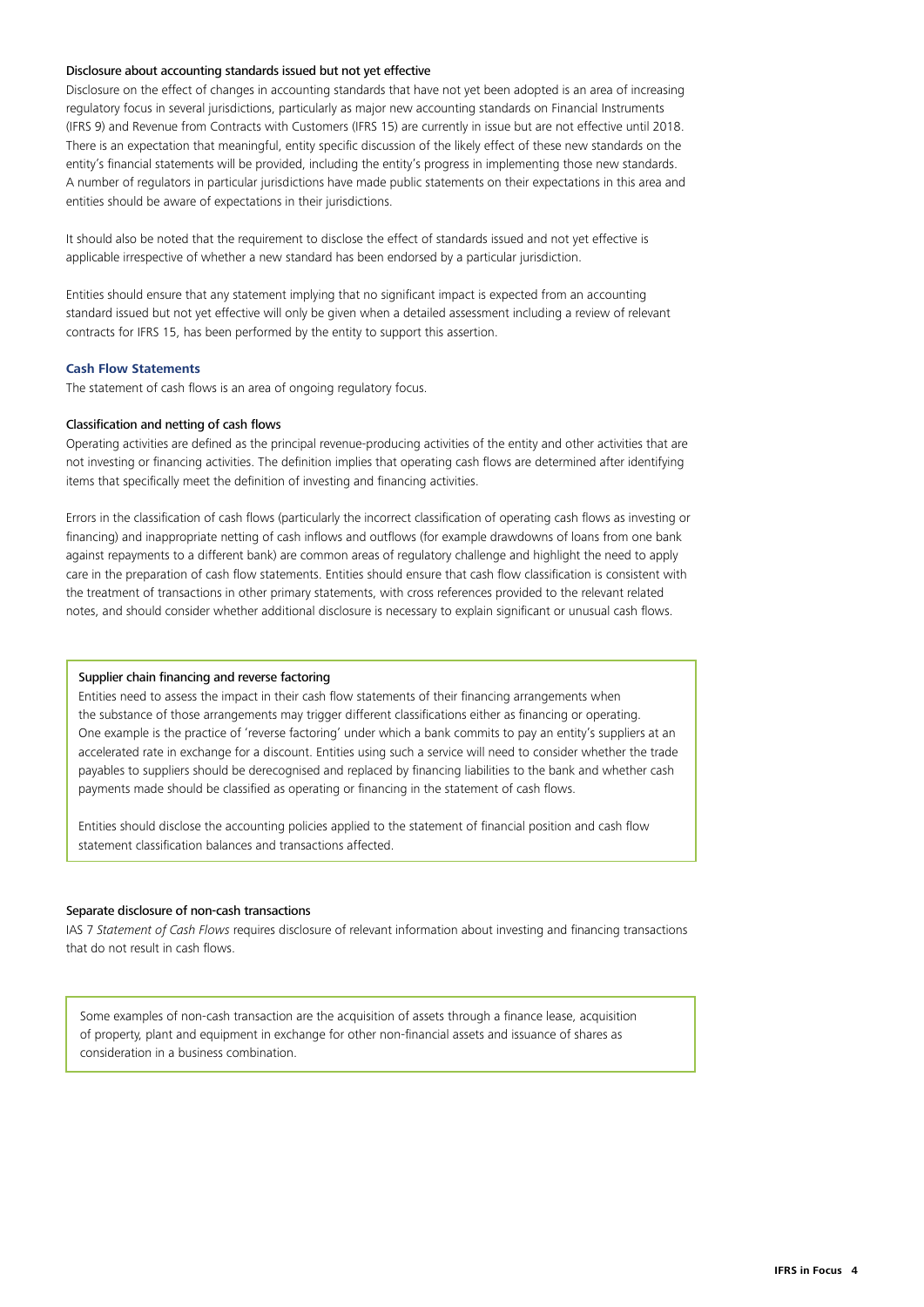### Disclosure about accounting standards issued but not yet effective

Disclosure on the effect of changes in accounting standards that have not yet been adopted is an area of increasing regulatory focus in several jurisdictions, particularly as major new accounting standards on Financial Instruments (IFRS 9) and Revenue from Contracts with Customers (IFRS 15) are currently in issue but are not effective until 2018. There is an expectation that meaningful, entity specific discussion of the likely effect of these new standards on the entity's financial statements will be provided, including the entity's progress in implementing those new standards. A number of regulators in particular jurisdictions have made public statements on their expectations in this area and entities should be aware of expectations in their jurisdictions.

It should also be noted that the requirement to disclose the effect of standards issued and not yet effective is applicable irrespective of whether a new standard has been endorsed by a particular jurisdiction.

Entities should ensure that any statement implying that no significant impact is expected from an accounting standard issued but not yet effective will only be given when a detailed assessment including a review of relevant contracts for IFRS 15, has been performed by the entity to support this assertion.

## Cash Flow Statements

The statement of cash flows is an area of ongoing regulatory focus.

### Classification and netting of cash flows

Operating activities are defined as the principal revenue-producing activities of the entity and other activities that are not investing or financing activities. The definition implies that operating cash flows are determined after identifying items that specifically meet the definition of investing and financing activities.

Errors in the classification of cash flows (particularly the incorrect classification of operating cash flows as investing or financing) and inappropriate netting of cash inflows and outflows (for example drawdowns of loans from one bank against repayments to a different bank) are common areas of regulatory challenge and highlight the need to apply care in the preparation of cash flow statements. Entities should ensure that cash flow classification is consistent with the treatment of transactions in other primary statements, with cross references provided to the relevant related notes, and should consider whether additional disclosure is necessary to explain significant or unusual cash flows.

> **Supplier chain financing and reverse factoring**
>
> Entities need to assess the impact in their cash flow statements of their financing arrangements when the substance of those arrangements may trigger different classifications either as financing or operating. One example is the practice of 'reverse factoring' under which a bank commits to pay an entity's suppliers at an accelerated rate in exchange for a discount. Entities using such a service will need to consider whether the trade payables to suppliers should be derecognised and replaced by financing liabilities to the bank and whether cash payments made should be classified as operating or financing in the statement of cash flows.
>
> Entities should disclose the accounting policies applied to the statement of financial position and cash flow statement classification balances and transactions affected.

### Separate disclosure of non-cash transactions

IAS 7 *Statement of Cash Flows* requires disclosure of relevant information about investing and financing transactions that do not result in cash flows.

> Some examples of non-cash transaction are the acquisition of assets through a finance lease, acquisition of property, plant and equipment in exchange for other non-financial assets and issuance of shares as consideration in a business combination.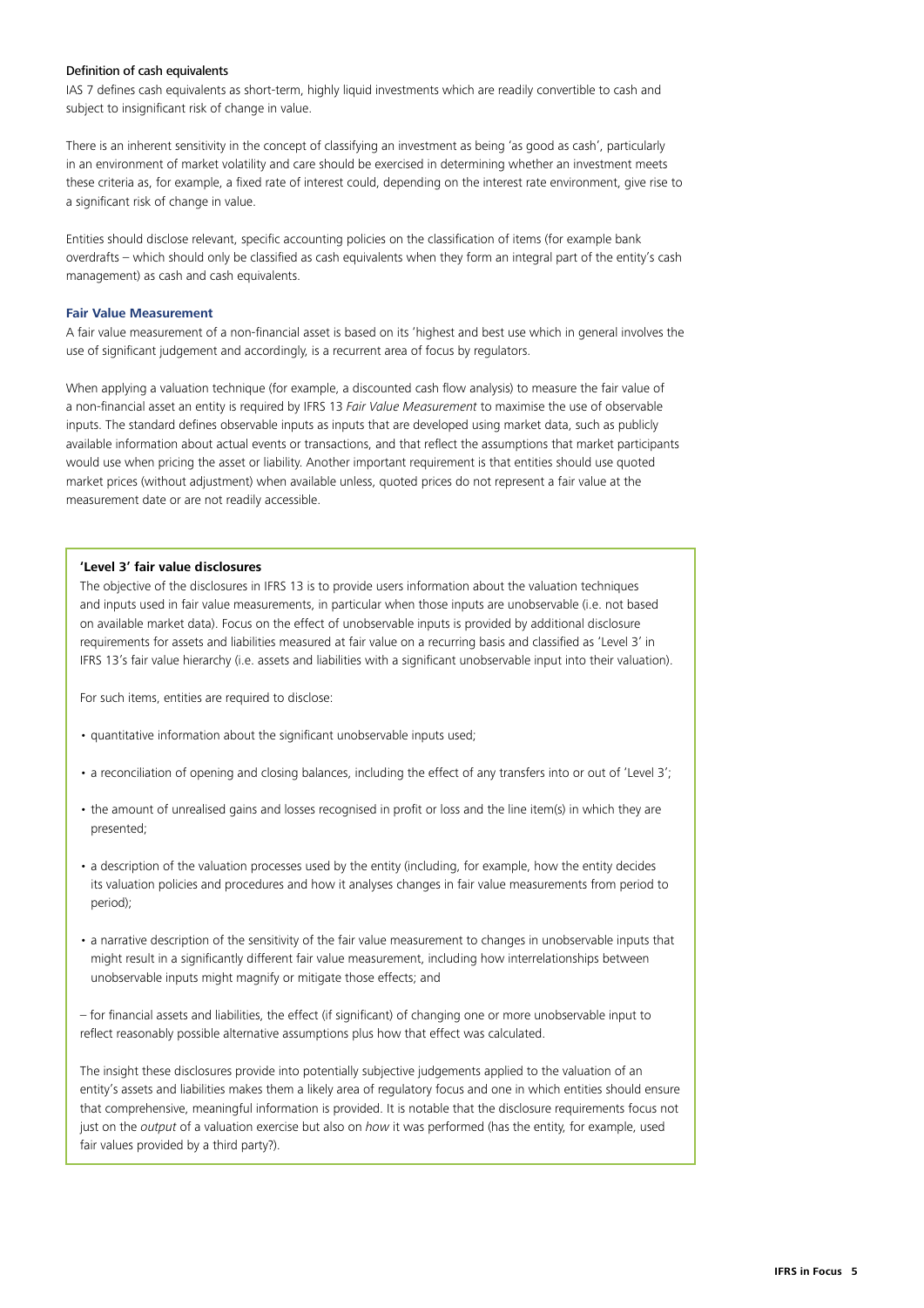### Definition of cash equivalents

IAS 7 defines cash equivalents as short-term, highly liquid investments which are readily convertible to cash and subject to insignificant risk of change in value.

There is an inherent sensitivity in the concept of classifying an investment as being 'as good as cash', particularly in an environment of market volatility and care should be exercised in determining whether an investment meets these criteria as, for example, a fixed rate of interest could, depending on the interest rate environment, give rise to a significant risk of change in value.

Entities should disclose relevant, specific accounting policies on the classification of items (for example bank overdrafts – which should only be classified as cash equivalents when they form an integral part of the entity's cash management) as cash and cash equivalents.

### Fair Value Measurement

A fair value measurement of a non-financial asset is based on its 'highest and best use which in general involves the use of significant judgement and accordingly, is a recurrent area of focus by regulators.

When applying a valuation technique (for example, a discounted cash flow analysis) to measure the fair value of a non-financial asset an entity is required by IFRS 13 *Fair Value Measurement* to maximise the use of observable inputs. The standard defines observable inputs as inputs that are developed using market data, such as publicly available information about actual events or transactions, and that reflect the assumptions that market participants would use when pricing the asset or liability. Another important requirement is that entities should use quoted market prices (without adjustment) when available unless, quoted prices do not represent a fair value at the measurement date or are not readily accessible.

#### 'Level 3' fair value disclosures

The objective of the disclosures in IFRS 13 is to provide users information about the valuation techniques and inputs used in fair value measurements, in particular when those inputs are unobservable (i.e. not based on available market data). Focus on the effect of unobservable inputs is provided by additional disclosure requirements for assets and liabilities measured at fair value on a recurring basis and classified as 'Level 3' in IFRS 13's fair value hierarchy (i.e. assets and liabilities with a significant unobservable input into their valuation).

For such items, entities are required to disclose:

- quantitative information about the significant unobservable inputs used;
- a reconciliation of opening and closing balances, including the effect of any transfers into or out of 'Level 3';
- the amount of unrealised gains and losses recognised in profit or loss and the line item(s) in which they are presented;
- a description of the valuation processes used by the entity (including, for example, how the entity decides its valuation policies and procedures and how it analyses changes in fair value measurements from period to period);
- a narrative description of the sensitivity of the fair value measurement to changes in unobservable inputs that might result in a significantly different fair value measurement, including how interrelationships between unobservable inputs might magnify or mitigate those effects; and

– for financial assets and liabilities, the effect (if significant) of changing one or more unobservable input to reflect reasonably possible alternative assumptions plus how that effect was calculated.

The insight these disclosures provide into potentially subjective judgements applied to the valuation of an entity's assets and liabilities makes them a likely area of regulatory focus and one in which entities should ensure that comprehensive, meaningful information is provided. It is notable that the disclosure requirements focus not just on the *output* of a valuation exercise but also on *how* it was performed (has the entity, for example, used fair values provided by a third party?).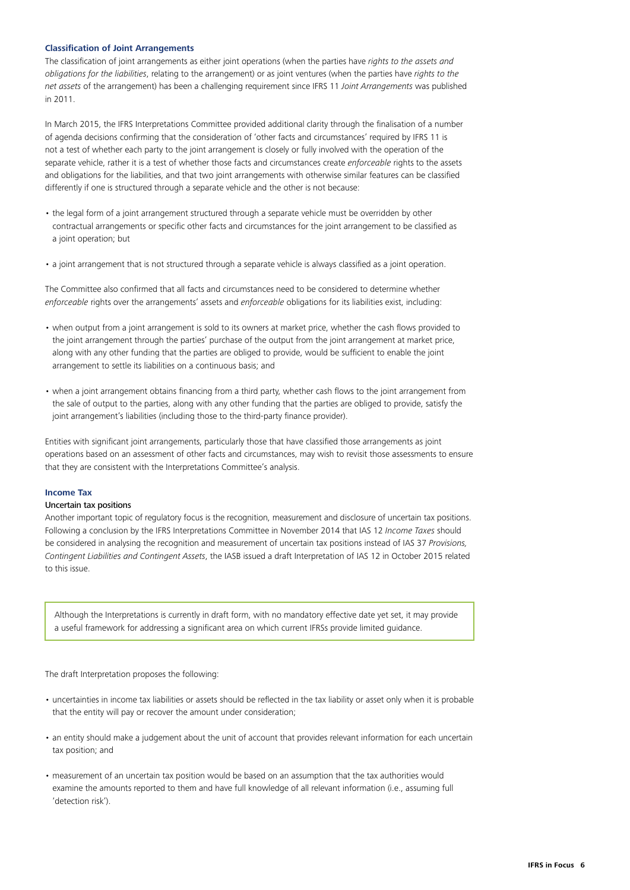### Classification of Joint Arrangements

The classification of joint arrangements as either joint operations (when the parties have *rights to the assets and obligations for the liabilities*, relating to the arrangement) or as joint ventures (when the parties have *rights to the net assets* of the arrangement) has been a challenging requirement since IFRS 11 *Joint Arrangements* was published in 2011.

In March 2015, the IFRS Interpretations Committee provided additional clarity through the finalisation of a number of agenda decisions confirming that the consideration of 'other facts and circumstances' required by IFRS 11 is not a test of whether each party to the joint arrangement is closely or fully involved with the operation of the separate vehicle, rather it is a test of whether those facts and circumstances create *enforceable* rights to the assets and obligations for the liabilities, and that two joint arrangements with otherwise similar features can be classified differently if one is structured through a separate vehicle and the other is not because:

- the legal form of a joint arrangement structured through a separate vehicle must be overridden by other contractual arrangements or specific other facts and circumstances for the joint arrangement to be classified as a joint operation; but
- a joint arrangement that is not structured through a separate vehicle is always classified as a joint operation.

The Committee also confirmed that all facts and circumstances need to be considered to determine whether *enforceable* rights over the arrangements' assets and *enforceable* obligations for its liabilities exist, including:

- when output from a joint arrangement is sold to its owners at market price, whether the cash flows provided to the joint arrangement through the parties' purchase of the output from the joint arrangement at market price, along with any other funding that the parties are obliged to provide, would be sufficient to enable the joint arrangement to settle its liabilities on a continuous basis; and
- when a joint arrangement obtains financing from a third party, whether cash flows to the joint arrangement from the sale of output to the parties, along with any other funding that the parties are obliged to provide, satisfy the joint arrangement's liabilities (including those to the third-party finance provider).

Entities with significant joint arrangements, particularly those that have classified those arrangements as joint operations based on an assessment of other facts and circumstances, may wish to revisit those assessments to ensure that they are consistent with the Interpretations Committee's analysis.

### Income Tax

#### Uncertain tax positions

Another important topic of regulatory focus is the recognition, measurement and disclosure of uncertain tax positions. Following a conclusion by the IFRS Interpretations Committee in November 2014 that IAS 12 *Income Taxes* should be considered in analysing the recognition and measurement of uncertain tax positions instead of IAS 37 *Provisions, Contingent Liabilities and Contingent Assets*, the IASB issued a draft Interpretation of IAS 12 in October 2015 related to this issue.

> Although the Interpretations is currently in draft form, with no mandatory effective date yet set, it may provide a useful framework for addressing a significant area on which current IFRSs provide limited guidance.

The draft Interpretation proposes the following:

- uncertainties in income tax liabilities or assets should be reflected in the tax liability or asset only when it is probable that the entity will pay or recover the amount under consideration;
- an entity should make a judgement about the unit of account that provides relevant information for each uncertain tax position; and
- measurement of an uncertain tax position would be based on an assumption that the tax authorities would examine the amounts reported to them and have full knowledge of all relevant information (i.e., assuming full 'detection risk').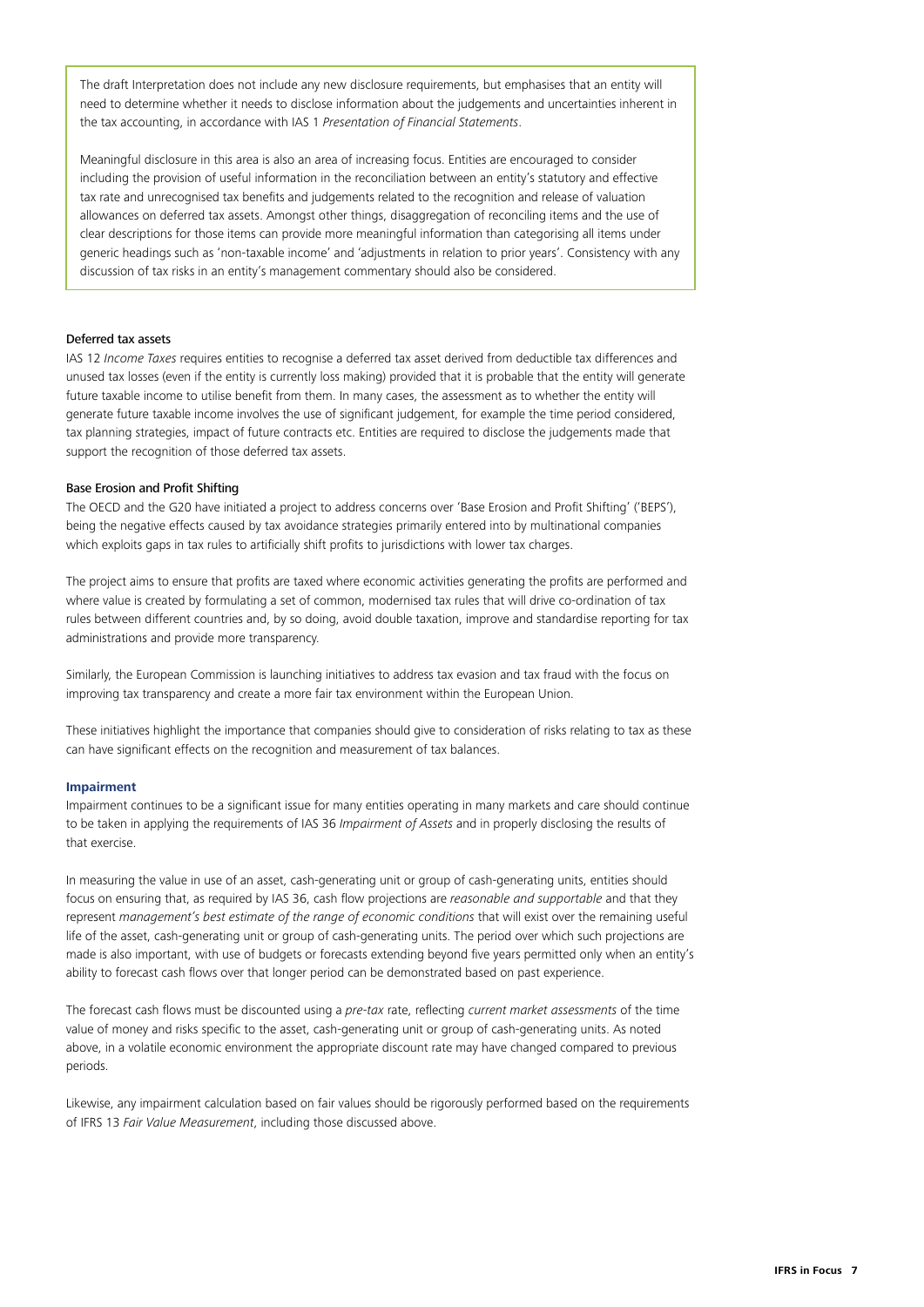The draft Interpretation does not include any new disclosure requirements, but emphasises that an entity will need to determine whether it needs to disclose information about the judgements and uncertainties inherent in the tax accounting, in accordance with IAS 1 *Presentation of Financial Statements*.

Meaningful disclosure in this area is also an area of increasing focus. Entities are encouraged to consider including the provision of useful information in the reconciliation between an entity's statutory and effective tax rate and unrecognised tax benefits and judgements related to the recognition and release of valuation allowances on deferred tax assets. Amongst other things, disaggregation of reconciling items and the use of clear descriptions for those items can provide more meaningful information than categorising all items under generic headings such as 'non-taxable income' and 'adjustments in relation to prior years'. Consistency with any discussion of tax risks in an entity's management commentary should also be considered.

#### Deferred tax assets

IAS 12 *Income Taxes* requires entities to recognise a deferred tax asset derived from deductible tax differences and unused tax losses (even if the entity is currently loss making) provided that it is probable that the entity will generate future taxable income to utilise benefit from them. In many cases, the assessment as to whether the entity will generate future taxable income involves the use of significant judgement, for example the time period considered, tax planning strategies, impact of future contracts etc. Entities are required to disclose the judgements made that support the recognition of those deferred tax assets.

#### Base Erosion and Profit Shifting

The OECD and the G20 have initiated a project to address concerns over 'Base Erosion and Profit Shifting' ('BEPS'), being the negative effects caused by tax avoidance strategies primarily entered into by multinational companies which exploits gaps in tax rules to artificially shift profits to jurisdictions with lower tax charges.

The project aims to ensure that profits are taxed where economic activities generating the profits are performed and where value is created by formulating a set of common, modernised tax rules that will drive co-ordination of tax rules between different countries and, by so doing, avoid double taxation, improve and standardise reporting for tax administrations and provide more transparency.

Similarly, the European Commission is launching initiatives to address tax evasion and tax fraud with the focus on improving tax transparency and create a more fair tax environment within the European Union.

These initiatives highlight the importance that companies should give to consideration of risks relating to tax as these can have significant effects on the recognition and measurement of tax balances.

### Impairment

Impairment continues to be a significant issue for many entities operating in many markets and care should continue to be taken in applying the requirements of IAS 36 *Impairment of Assets* and in properly disclosing the results of that exercise.

In measuring the value in use of an asset, cash-generating unit or group of cash-generating units, entities should focus on ensuring that, as required by IAS 36, cash flow projections are *reasonable and supportable* and that they represent *management's best estimate of the range of economic conditions* that will exist over the remaining useful life of the asset, cash-generating unit or group of cash-generating units. The period over which such projections are made is also important, with use of budgets or forecasts extending beyond five years permitted only when an entity's ability to forecast cash flows over that longer period can be demonstrated based on past experience.

The forecast cash flows must be discounted using a *pre-tax* rate, reflecting *current market assessments* of the time value of money and risks specific to the asset, cash-generating unit or group of cash-generating units. As noted above, in a volatile economic environment the appropriate discount rate may have changed compared to previous periods.

Likewise, any impairment calculation based on fair values should be rigorously performed based on the requirements of IFRS 13 *Fair Value Measurement*, including those discussed above.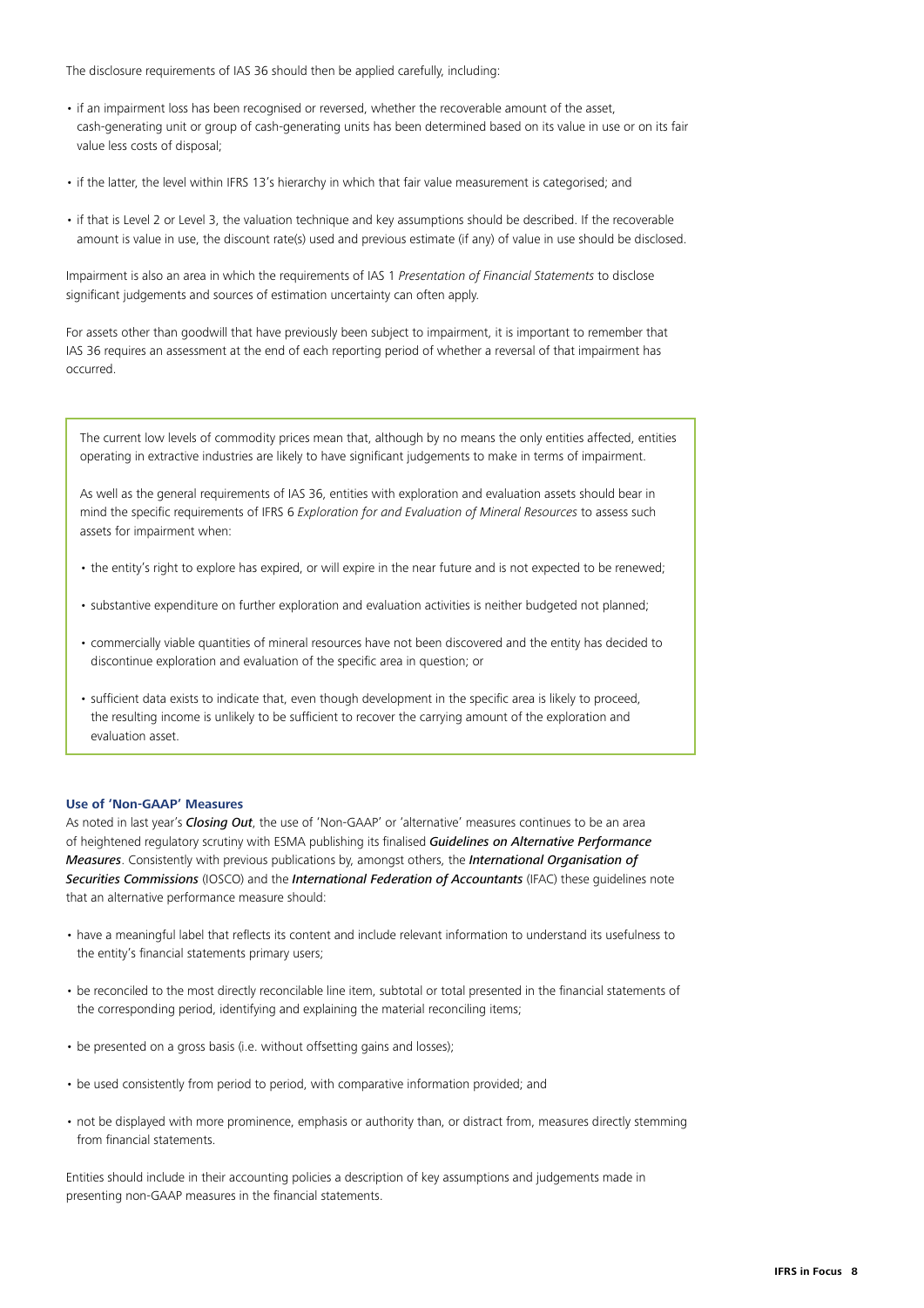The disclosure requirements of IAS 36 should then be applied carefully, including:

- if an impairment loss has been recognised or reversed, whether the recoverable amount of the asset, cash-generating unit or group of cash-generating units has been determined based on its value in use or on its fair value less costs of disposal;
- if the latter, the level within IFRS 13's hierarchy in which that fair value measurement is categorised; and
- if that is Level 2 or Level 3, the valuation technique and key assumptions should be described. If the recoverable amount is value in use, the discount rate(s) used and previous estimate (if any) of value in use should be disclosed.

Impairment is also an area in which the requirements of IAS 1 *Presentation of Financial Statements* to disclose significant judgements and sources of estimation uncertainty can often apply.

For assets other than goodwill that have previously been subject to impairment, it is important to remember that IAS 36 requires an assessment at the end of each reporting period of whether a reversal of that impairment has occurred.

> The current low levels of commodity prices mean that, although by no means the only entities affected, entities operating in extractive industries are likely to have significant judgements to make in terms of impairment.
>
> As well as the general requirements of IAS 36, entities with exploration and evaluation assets should bear in mind the specific requirements of IFRS 6 *Exploration for and Evaluation of Mineral Resources* to assess such assets for impairment when:
>
> - the entity's right to explore has expired, or will expire in the near future and is not expected to be renewed;
> - substantive expenditure on further exploration and evaluation activities is neither budgeted not planned;
> - commercially viable quantities of mineral resources have not been discovered and the entity has decided to discontinue exploration and evaluation of the specific area in question; or
> - sufficient data exists to indicate that, even though development in the specific area is likely to proceed, the resulting income is unlikely to be sufficient to recover the carrying amount of the exploration and evaluation asset.

### Use of 'Non-GAAP' Measures

As noted in last year's ***Closing Out***, the use of 'Non-GAAP' or 'alternative' measures continues to be an area of heightened regulatory scrutiny with ESMA publishing its finalised ***Guidelines on Alternative Performance Measures***. Consistently with previous publications by, amongst others, the ***International Organisation of Securities Commissions*** (IOSCO) and the ***International Federation of Accountants*** (IFAC) these guidelines note that an alternative performance measure should:

- have a meaningful label that reflects its content and include relevant information to understand its usefulness to the entity's financial statements primary users;
- be reconciled to the most directly reconcilable line item, subtotal or total presented in the financial statements of the corresponding period, identifying and explaining the material reconciling items;
- be presented on a gross basis (i.e. without offsetting gains and losses);
- be used consistently from period to period, with comparative information provided; and
- not be displayed with more prominence, emphasis or authority than, or distract from, measures directly stemming from financial statements.

Entities should include in their accounting policies a description of key assumptions and judgements made in presenting non-GAAP measures in the financial statements.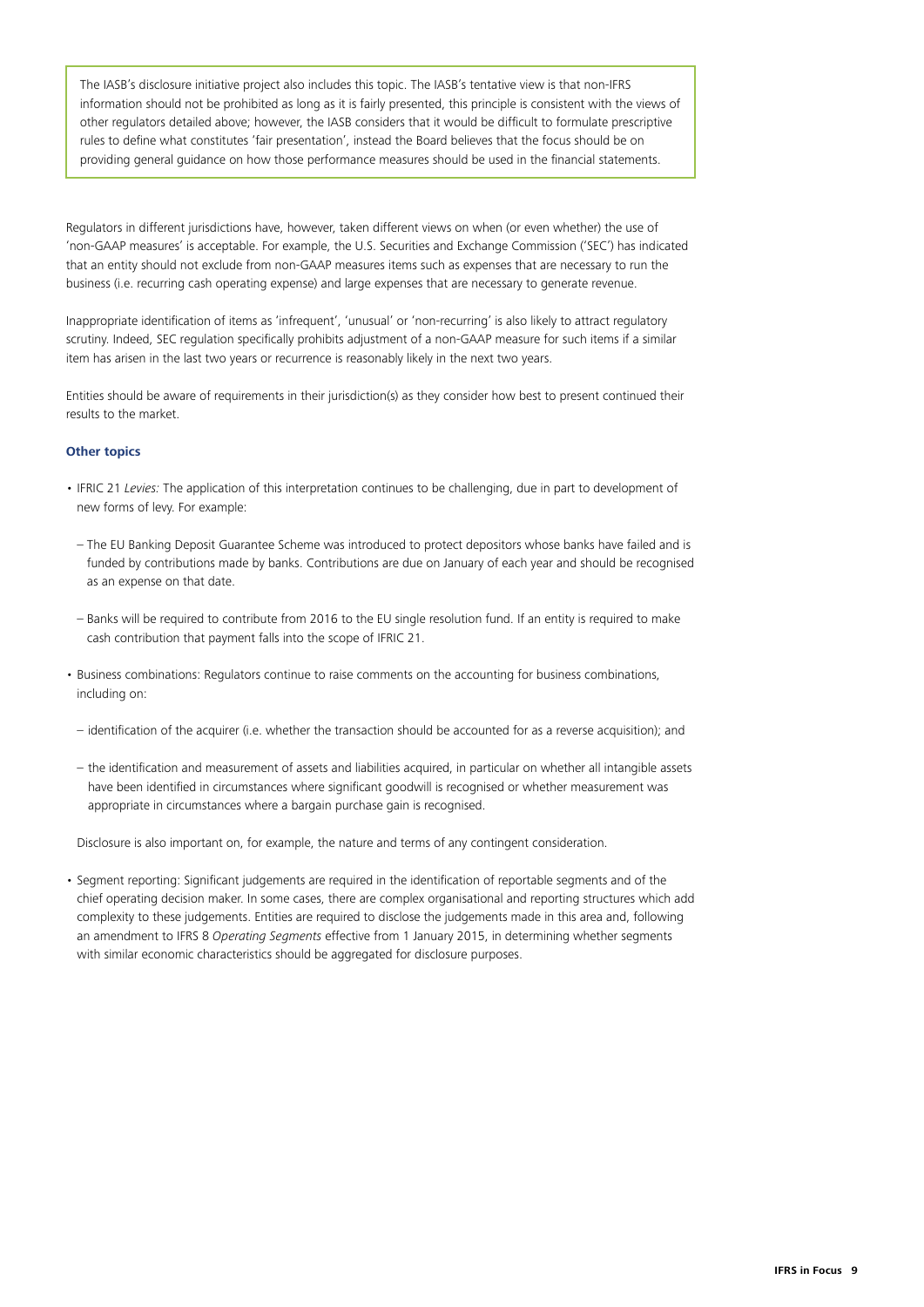> The IASB's disclosure initiative project also includes this topic. The IASB's tentative view is that non-IFRS information should not be prohibited as long as it is fairly presented, this principle is consistent with the views of other regulators detailed above; however, the IASB considers that it would be difficult to formulate prescriptive rules to define what constitutes 'fair presentation', instead the Board believes that the focus should be on providing general guidance on how those performance measures should be used in the financial statements.

Regulators in different jurisdictions have, however, taken different views on when (or even whether) the use of 'non-GAAP measures' is acceptable. For example, the U.S. Securities and Exchange Commission ('SEC') has indicated that an entity should not exclude from non-GAAP measures items such as expenses that are necessary to run the business (i.e. recurring cash operating expense) and large expenses that are necessary to generate revenue.

Inappropriate identification of items as 'infrequent', 'unusual' or 'non-recurring' is also likely to attract regulatory scrutiny. Indeed, SEC regulation specifically prohibits adjustment of a non-GAAP measure for such items if a similar item has arisen in the last two years or recurrence is reasonably likely in the next two years.

Entities should be aware of requirements in their jurisdiction(s) as they consider how best to present continued their results to the market.

**Other topics**

- IFRIC 21 *Levies:* The application of this interpretation continues to be challenging, due in part to development of new forms of levy. For example:
  - The EU Banking Deposit Guarantee Scheme was introduced to protect depositors whose banks have failed and is funded by contributions made by banks. Contributions are due on January of each year and should be recognised as an expense on that date.
  - Banks will be required to contribute from 2016 to the EU single resolution fund. If an entity is required to make cash contribution that payment falls into the scope of IFRIC 21.
- Business combinations: Regulators continue to raise comments on the accounting for business combinations, including on:
  - identification of the acquirer (i.e. whether the transaction should be accounted for as a reverse acquisition); and
  - the identification and measurement of assets and liabilities acquired, in particular on whether all intangible assets have been identified in circumstances where significant goodwill is recognised or whether measurement was appropriate in circumstances where a bargain purchase gain is recognised.

  Disclosure is also important on, for example, the nature and terms of any contingent consideration.
- Segment reporting: Significant judgements are required in the identification of reportable segments and of the chief operating decision maker. In some cases, there are complex organisational and reporting structures which add complexity to these judgements. Entities are required to disclose the judgements made in this area and, following an amendment to IFRS 8 *Operating Segments* effective from 1 January 2015, in determining whether segments with similar economic characteristics should be aggregated for disclosure purposes.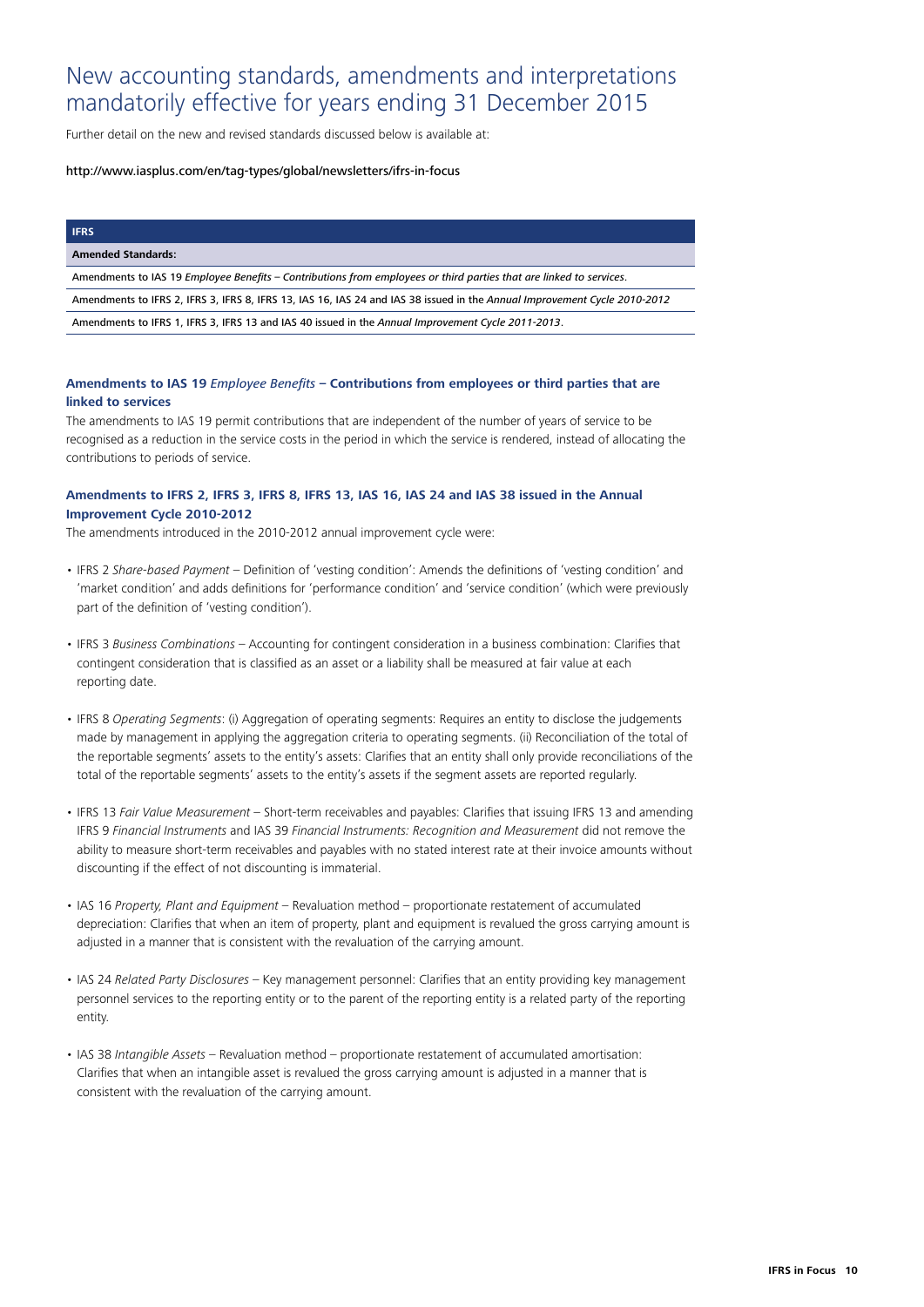# New accounting standards, amendments and interpretations mandatorily effective for years ending 31 December 2015

Further detail on the new and revised standards discussed below is available at:

http://www.iasplus.com/en/tag-types/global/newsletters/ifrs-in-focus

| IFRS |
| --- |
| **Amended Standards:** |
| Amendments to IAS 19 *Employee Benefits – Contributions from employees or third parties that are linked to services*. |
| Amendments to IFRS 2, IFRS 3, IFRS 8, IFRS 13, IAS 16, IAS 24 and IAS 38 issued in the *Annual Improvement Cycle 2010-2012* |
| Amendments to IFRS 1, IFRS 3, IFRS 13 and IAS 40 issued in the *Annual Improvement Cycle 2011-2013*. |

### Amendments to IAS 19 *Employee Benefits* – Contributions from employees or third parties that are linked to services

The amendments to IAS 19 permit contributions that are independent of the number of years of service to be recognised as a reduction in the service costs in the period in which the service is rendered, instead of allocating the contributions to periods of service.

### Amendments to IFRS 2, IFRS 3, IFRS 8, IFRS 13, IAS 16, IAS 24 and IAS 38 issued in the Annual Improvement Cycle 2010-2012

The amendments introduced in the 2010-2012 annual improvement cycle were:

- IFRS 2 *Share-based Payment* – Definition of 'vesting condition': Amends the definitions of 'vesting condition' and 'market condition' and adds definitions for 'performance condition' and 'service condition' (which were previously part of the definition of 'vesting condition').
- IFRS 3 *Business Combinations* – Accounting for contingent consideration in a business combination: Clarifies that contingent consideration that is classified as an asset or a liability shall be measured at fair value at each reporting date.
- IFRS 8 *Operating Segments*: (i) Aggregation of operating segments: Requires an entity to disclose the judgements made by management in applying the aggregation criteria to operating segments. (ii) Reconciliation of the total of the reportable segments' assets to the entity's assets: Clarifies that an entity shall only provide reconciliations of the total of the reportable segments' assets to the entity's assets if the segment assets are reported regularly.
- IFRS 13 *Fair Value Measurement* – Short-term receivables and payables: Clarifies that issuing IFRS 13 and amending IFRS 9 *Financial Instruments* and IAS 39 *Financial Instruments: Recognition and Measurement* did not remove the ability to measure short-term receivables and payables with no stated interest rate at their invoice amounts without discounting if the effect of not discounting is immaterial.
- IAS 16 *Property, Plant and Equipment* – Revaluation method – proportionate restatement of accumulated depreciation: Clarifies that when an item of property, plant and equipment is revalued the gross carrying amount is adjusted in a manner that is consistent with the revaluation of the carrying amount.
- IAS 24 *Related Party Disclosures* – Key management personnel: Clarifies that an entity providing key management personnel services to the reporting entity or to the parent of the reporting entity is a related party of the reporting entity.
- IAS 38 *Intangible Assets* – Revaluation method – proportionate restatement of accumulated amortisation: Clarifies that when an intangible asset is revalued the gross carrying amount is adjusted in a manner that is consistent with the revaluation of the carrying amount.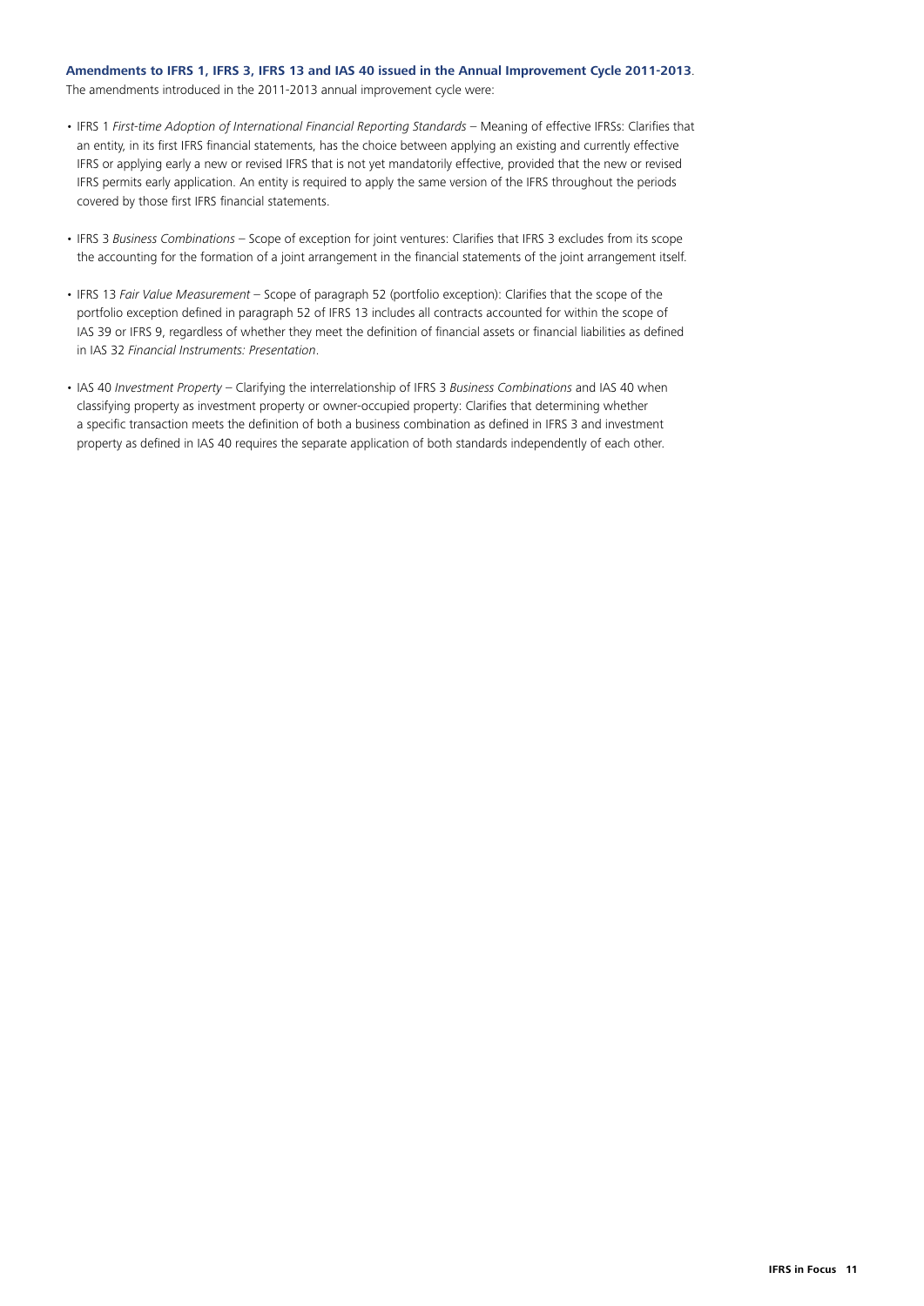**Amendments to IFRS 1, IFRS 3, IFRS 13 and IAS 40 issued in the Annual Improvement Cycle 2011-2013**.

The amendments introduced in the 2011-2013 annual improvement cycle were:

- IFRS 1 *First-time Adoption of International Financial Reporting Standards* – Meaning of effective IFRSs: Clarifies that an entity, in its first IFRS financial statements, has the choice between applying an existing and currently effective IFRS or applying early a new or revised IFRS that is not yet mandatorily effective, provided that the new or revised IFRS permits early application. An entity is required to apply the same version of the IFRS throughout the periods covered by those first IFRS financial statements.

- IFRS 3 *Business Combinations* – Scope of exception for joint ventures: Clarifies that IFRS 3 excludes from its scope the accounting for the formation of a joint arrangement in the financial statements of the joint arrangement itself.

- IFRS 13 *Fair Value Measurement* – Scope of paragraph 52 (portfolio exception): Clarifies that the scope of the portfolio exception defined in paragraph 52 of IFRS 13 includes all contracts accounted for within the scope of IAS 39 or IFRS 9, regardless of whether they meet the definition of financial assets or financial liabilities as defined in IAS 32 *Financial Instruments: Presentation*.

- IAS 40 *Investment Property* – Clarifying the interrelationship of IFRS 3 *Business Combinations* and IAS 40 when classifying property as investment property or owner-occupied property: Clarifies that determining whether a specific transaction meets the definition of both a business combination as defined in IFRS 3 and investment property as defined in IAS 40 requires the separate application of both standards independently of each other.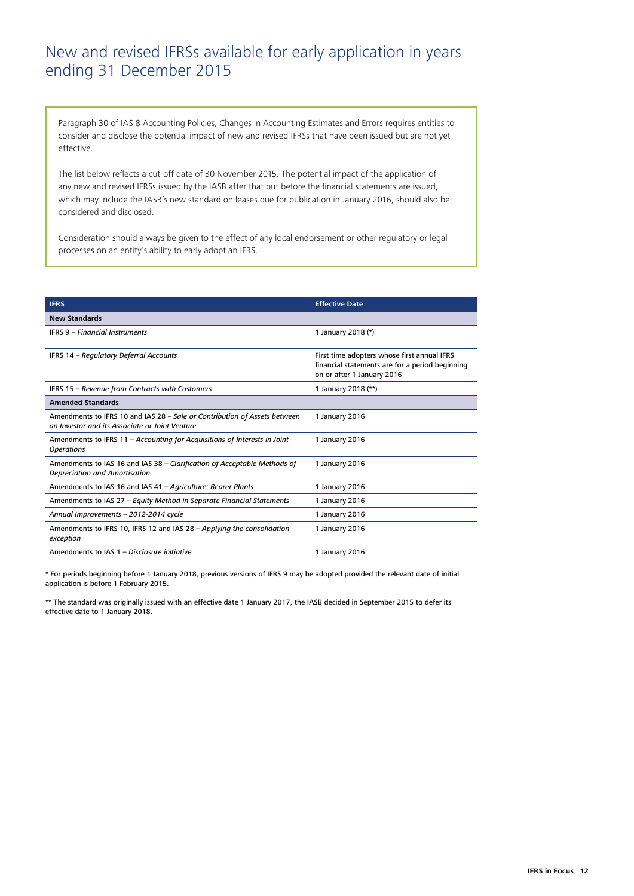# New and revised IFRSs available for early application in years ending 31 December 2015

Paragraph 30 of IAS 8 Accounting Policies, Changes in Accounting Estimates and Errors requires entities to consider and disclose the potential impact of new and revised IFRSs that have been issued but are not yet effective.

The list below reflects a cut-off date of 30 November 2015. The potential impact of the application of any new and revised IFRSs issued by the IASB after that but before the financial statements are issued, which may include the IASB's new standard on leases due for publication in January 2016, should also be considered and disclosed.

Consideration should always be given to the effect of any local endorsement or other regulatory or legal processes on an entity's ability to early adopt an IFRS.

| IFRS | Effective Date |
|---|---|
| **New Standards** | |
| IFRS 9 – *Financial Instruments* | 1 January 2018 (*) |
| IFRS 14 – *Regulatory Deferral Accounts* | First time adopters whose first annual IFRS financial statements are for a period beginning on or after 1 January 2016 |
| IFRS 15 – *Revenue from Contracts with Customers* | 1 January 2018 (**) |
| **Amended Standards** | |
| Amendments to IFRS 10 and IAS 28 – *Sale or Contribution of Assets between an Investor and its Associate or Joint Venture* | 1 January 2016 |
| Amendments to IFRS 11 – *Accounting for Acquisitions of Interests in Joint Operations* | 1 January 2016 |
| Amendments to IAS 16 and IAS 38 – *Clarification of Acceptable Methods of Depreciation and Amortisation* | 1 January 2016 |
| Amendments to IAS 16 and IAS 41 – *Agriculture: Bearer Plants* | 1 January 2016 |
| Amendments to IAS 27 – *Equity Method in Separate Financial Statements* | 1 January 2016 |
| *Annual Improvements – 2012-2014 cycle* | 1 January 2016 |
| Amendments to IFRS 10, IFRS 12 and IAS 28 – *Applying the consolidation exception* | 1 January 2016 |
| Amendments to IAS 1 – *Disclosure initiative* | 1 January 2016 |

* For periods beginning before 1 January 2018, previous versions of IFRS 9 may be adopted provided the relevant date of initial application is before 1 February 2015.

** The standard was originally issued with an effective date 1 January 2017, the IASB decided in September 2015 to defer its effective date to 1 January 2018.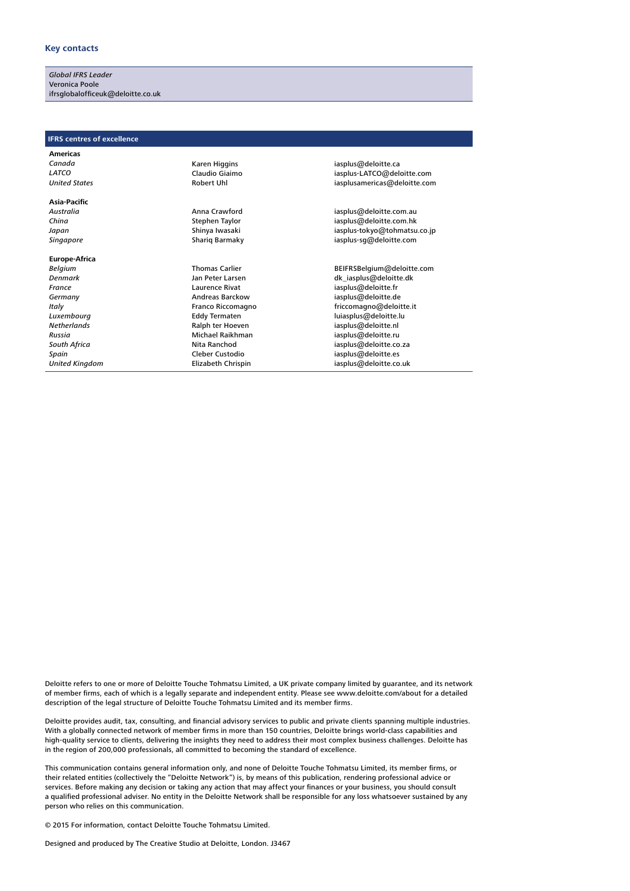## Key contacts

*Global IFRS Leader*
Veronica Poole
ifrsglobalofficeuk@deloitte.co.uk

### IFRS centres of excellence

| | | |
|---|---|---|
| **Americas** | | |
| *Canada* | Karen Higgins | iasplus@deloitte.ca |
| *LATCO* | Claudio Giaimo | iasplus-LATCO@deloitte.com |
| *United States* | Robert Uhl | iasplusamericas@deloitte.com |
| **Asia-Pacific** | | |
| *Australia* | Anna Crawford | iasplus@deloitte.com.au |
| *China* | Stephen Taylor | iasplus@deloitte.com.hk |
| *Japan* | Shinya Iwasaki | iasplus-tokyo@tohmatsu.co.jp |
| *Singapore* | Shariq Barmaky | iasplus-sg@deloitte.com |
| **Europe-Africa** | | |
| *Belgium* | Thomas Carlier | BEIFRSBelgium@deloitte.com |
| *Denmark* | Jan Peter Larsen | dk_iasplus@deloitte.dk |
| *France* | Laurence Rivat | iasplus@deloitte.fr |
| *Germany* | Andreas Barckow | iasplus@deloitte.de |
| *Italy* | Franco Riccomagno | friccomagno@deloitte.it |
| *Luxembourg* | Eddy Termaten | luiasplus@deloitte.lu |
| *Netherlands* | Ralph ter Hoeven | iasplus@deloitte.nl |
| *Russia* | Michael Raikhman | iasplus@deloitte.ru |
| *South Africa* | Nita Ranchod | iasplus@deloitte.co.za |
| *Spain* | Cleber Custodio | iasplus@deloitte.es |
| *United Kingdom* | Elizabeth Chrispin | iasplus@deloitte.co.uk |

Deloitte refers to one or more of Deloitte Touche Tohmatsu Limited, a UK private company limited by guarantee, and its network of member firms, each of which is a legally separate and independent entity. Please see www.deloitte.com/about for a detailed description of the legal structure of Deloitte Touche Tohmatsu Limited and its member firms.

Deloitte provides audit, tax, consulting, and financial advisory services to public and private clients spanning multiple industries. With a globally connected network of member firms in more than 150 countries, Deloitte brings world-class capabilities and high-quality service to clients, delivering the insights they need to address their most complex business challenges. Deloitte has in the region of 200,000 professionals, all committed to becoming the standard of excellence.

This communication contains general information only, and none of Deloitte Touche Tohmatsu Limited, its member firms, or their related entities (collectively the "Deloitte Network") is, by means of this publication, rendering professional advice or services. Before making any decision or taking any action that may affect your finances or your business, you should consult a qualified professional adviser. No entity in the Deloitte Network shall be responsible for any loss whatsoever sustained by any person who relies on this communication.

© 2015 For information, contact Deloitte Touche Tohmatsu Limited.

Designed and produced by The Creative Studio at Deloitte, London. J3467